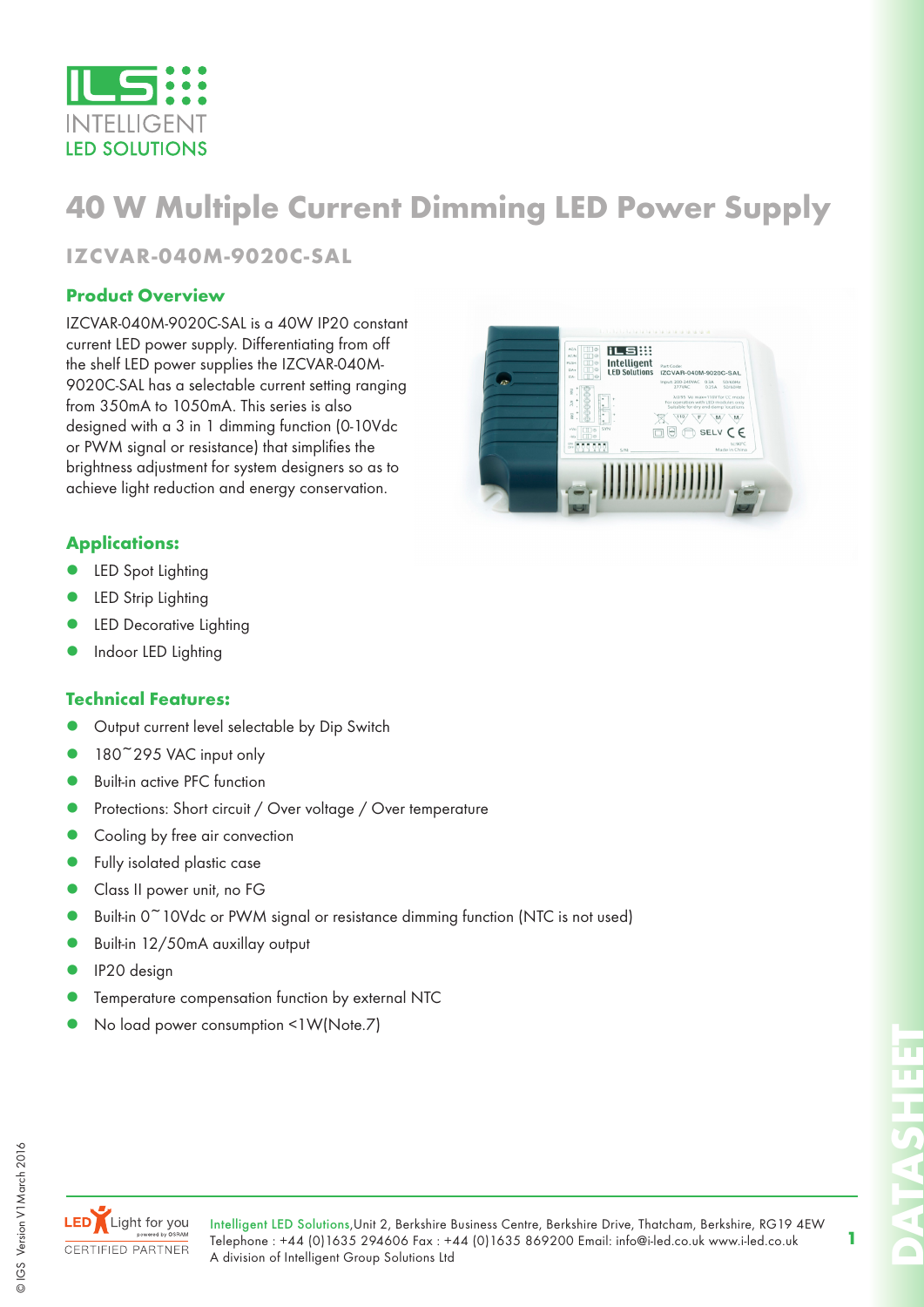# 40 W Multiple Current Dimming LED Power Supply

## IZCVAR-040M-9020C-SAL

### Product Overview

IZCVAR-040M-9020C-SAL is a 40W IP20 constant current LED power supply. Differentiating from off the shelf LED power supplies the IZCVAR-040M-9020C-SAL has a selectable current setting ranging from 350mA to 1050mA. This series is also designed with a 3 in 1 dimming function (0-10Vdc or PWM signal or resistance) that simplifies the brightness adjustment for system designers so as to achieve light reduction and energy conservation.

### Applications:

- LED Spot Lighting
- LED Strip Lighting
- LED Decorative Lighting
- Indoor LED Lighting

### Technical Features:

- Output current level selectable by Dip Switch
- 180~295 VAC input only
- Built-in active PFC function
- Protections: Short circuit / Over voltage / Over temperature
- Cooling by free air convection
- Fully isolated plastic case
- Class II power unit, no FG
- Built-in 0~10Vdc or PWM signal or resistance dimming function (NTC is not used)
- Built-in 12/50mA auxillay output
- IP20 design
- Temperature compensation function by external NTC
- No load power consumption <1W(Note.7)

Intelligent LED Solutions,Unit 2, Berkshire Business Centre, Berkshire Drive, Thatcham, Berkshire, RG19 4EW
Telephone : +44 (0)1635 294606 Fax : +44 (0)1635 869200 Email: info@i-led.co.uk www.i-led.co.uk
A division of Intelligent Group Solutions Ltd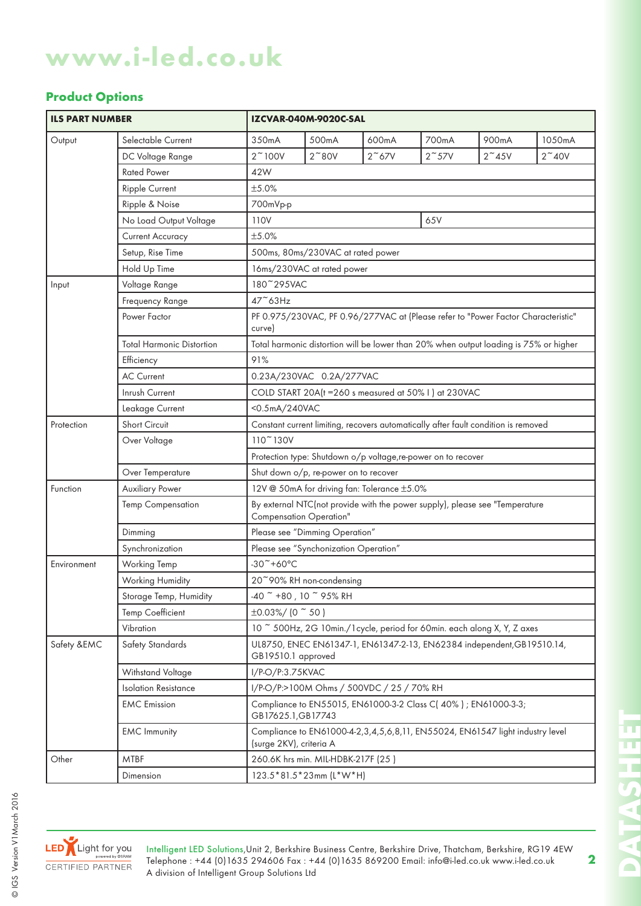# www.i-led.co.uk

## Product Options

| ILS PART NUMBER | | IZCVAR-040M-9020C-SAL | | | | | |
|---|---|---|---|---|---|---|---|
| Output | Selectable Current | 350mA | 500mA | 600mA | 700mA | 900mA | 1050mA |
| | DC Voltage Range | 2~100V | 2~80V | 2~67V | 2~57V | 2~45V | 2~40V |
| | Rated Power | 42W | | | | | |
| | Ripple Current | ±5.0% | | | | | |
| | Ripple & Noise | 700mVp-p | | | | | |
| | No Load Output Voltage | 110V | | | 65V | | |
| | Current Accuracy | ±5.0% | | | | | |
| | Setup, Rise Time | 500ms, 80ms/230VAC at rated power | | | | | |
| | Hold Up Time | 16ms/230VAC at rated power | | | | | |
| Input | Voltage Range | 180~295VAC | | | | | |
| | Frequency Range | 47~63Hz | | | | | |
| | Power Factor | PF 0.975/230VAC, PF 0.96/277VAC at (Please refer to "Power Factor Characteristic" curve) | | | | | |
| | Total Harmonic Distortion | Total harmonic distortion will be lower than 20% when output loading is 75% or higher | | | | | |
| | Efficiency | 91% | | | | | |
| | AC Current | 0.23A/230VAC 0.2A/277VAC | | | | | |
| | Inrush Current | COLD START 20A(t =260 s measured at 50% I ) at 230VAC | | | | | |
| | Leakage Current | <0.5mA/240VAC | | | | | |
| Protection | Short Circuit | Constant current limiting, recovers automatically after fault condition is removed | | | | | |
| | Over Voltage | 110~130V | | | | | |
| | | Protection type: Shutdown o/p voltage,re-power on to recover | | | | | |
| | Over Temperature | Shut down o/p, re-power on to recover | | | | | |
| Function | Auxiliary Power | 12V @ 50mA for driving fan: Tolerance ±5.0% | | | | | |
| | Temp Compensation | By external NTC(not provide with the power supply), please see "Temperature Compensation Operation" | | | | | |
| | Dimming | Please see "Dimming Operation" | | | | | |
| | Synchronization | Please see "Synchonization Operation" | | | | | |
| Environment | Working Temp | -30~+60°C | | | | | |
| | Working Humidity | 20~90% RH non-condensing | | | | | |
| | Storage Temp, Humidity | -40 ~ +80 , 10 ~ 95% RH | | | | | |
| | Temp Coefficient | ±0.03%/ (0 ~ 50 ) | | | | | |
| | Vibration | 10 ~ 500Hz, 2G 10min./1cycle, period for 60min. each along X, Y, Z axes | | | | | |
| Safety &EMC | Safety Standards | UL8750, ENEC EN61347-1, EN61347-2-13, EN62384 independent,GB19510.14, GB19510.1 approved | | | | | |
| | Withstand Voltage | I/P-O/P:3.75KVAC | | | | | |
| | Isolation Resistance | I/P-O/P:>100M Ohms / 500VDC / 25 / 70% RH | | | | | |
| | EMC Emission | Compliance to EN55015, EN61000-3-2 Class C( 40% ) ; EN61000-3-3; GB17625.1,GB17743 | | | | | |
| | EMC Immunity | Compliance to EN61000-4-2,3,4,5,6,8,11, EN55024, EN61547 light industry level (surge 2KV), criteria A | | | | | |
| Other | MTBF | 260.6K hrs min. MIL-HDBK-217F (25 ) | | | | | |
| | Dimension | 123.5*81.5*23mm (L*W*H) | | | | | |

LED Light for you powered by OSRAM CERTIFIED PARTNER

Intelligent LED Solutions,Unit 2, Berkshire Business Centre, Berkshire Drive, Thatcham, Berkshire, RG19 4EW
Telephone : +44 (0)1635 294606 Fax : +44 (0)1635 869200 Email: info@i-led.co.uk www.i-led.co.uk
A division of Intelligent Group Solutions Ltd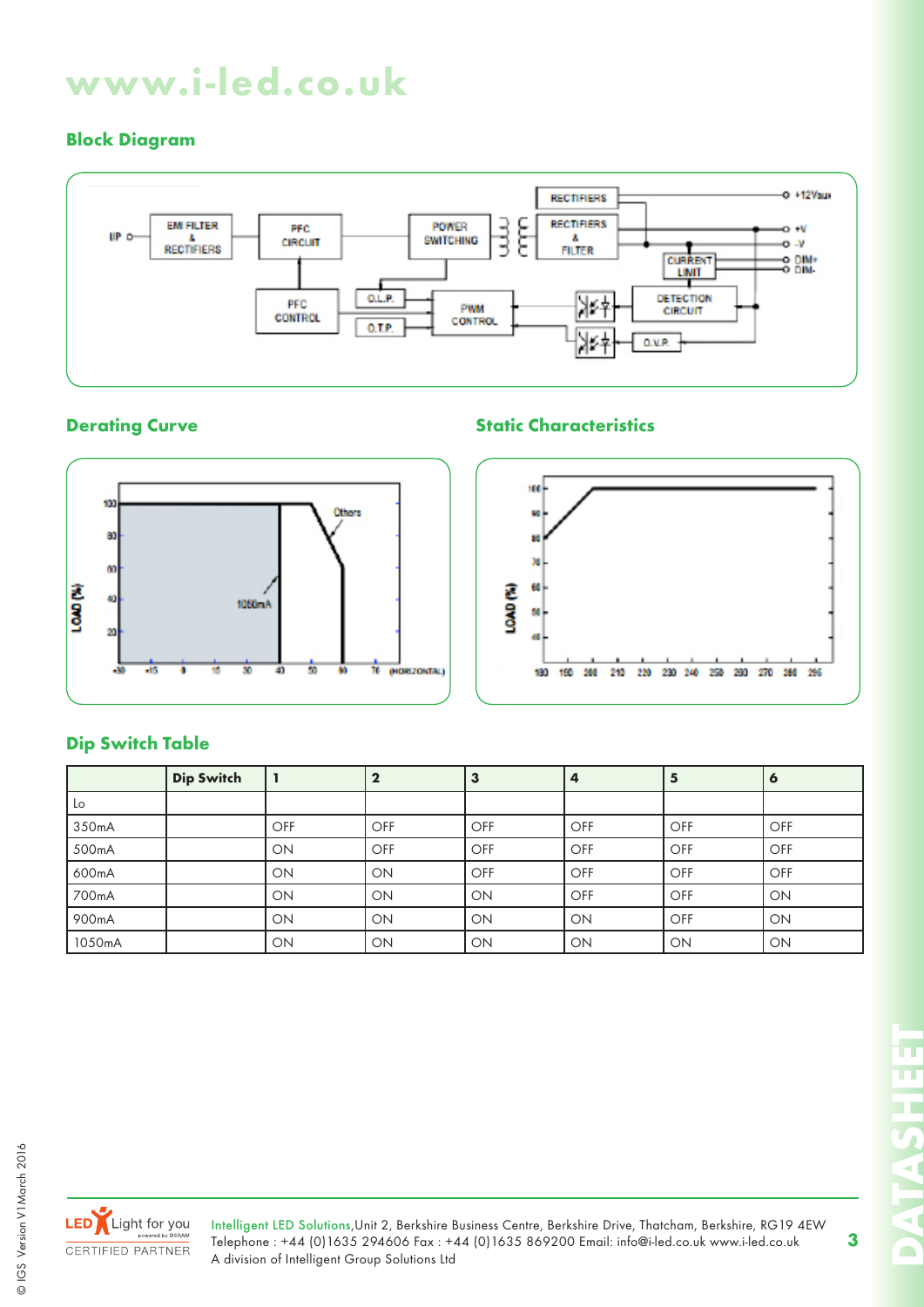www.i-led.co.uk

## Block Diagram

## Derating Curve

## Static Characteristics

## Dip Switch Table

| | Dip Switch | 1 | 2 | 3 | 4 | 5 | 6 |
|---|---|---|---|---|---|---|---|
| Lo | | | | | | | |
| 350mA | | OFF | OFF | OFF | OFF | OFF | OFF |
| 500mA | | ON | OFF | OFF | OFF | OFF | OFF |
| 600mA | | ON | ON | OFF | OFF | OFF | OFF |
| 700mA | | ON | ON | ON | OFF | OFF | ON |
| 900mA | | ON | ON | ON | ON | OFF | ON |
| 1050mA | | ON | ON | ON | ON | ON | ON |

© IGS Version V1 March 2016

LED Light for you powered by OSRAM CERTIFIED PARTNER

Intelligent LED Solutions,Unit 2, Berkshire Business Centre, Berkshire Drive, Thatcham, Berkshire, RG19 4EW
Telephone : +44 (0)1635 294606 Fax : +44 (0)1635 869200 Email: info@i-led.co.uk www.i-led.co.uk
A division of Intelligent Group Solutions Ltd

DATASHEET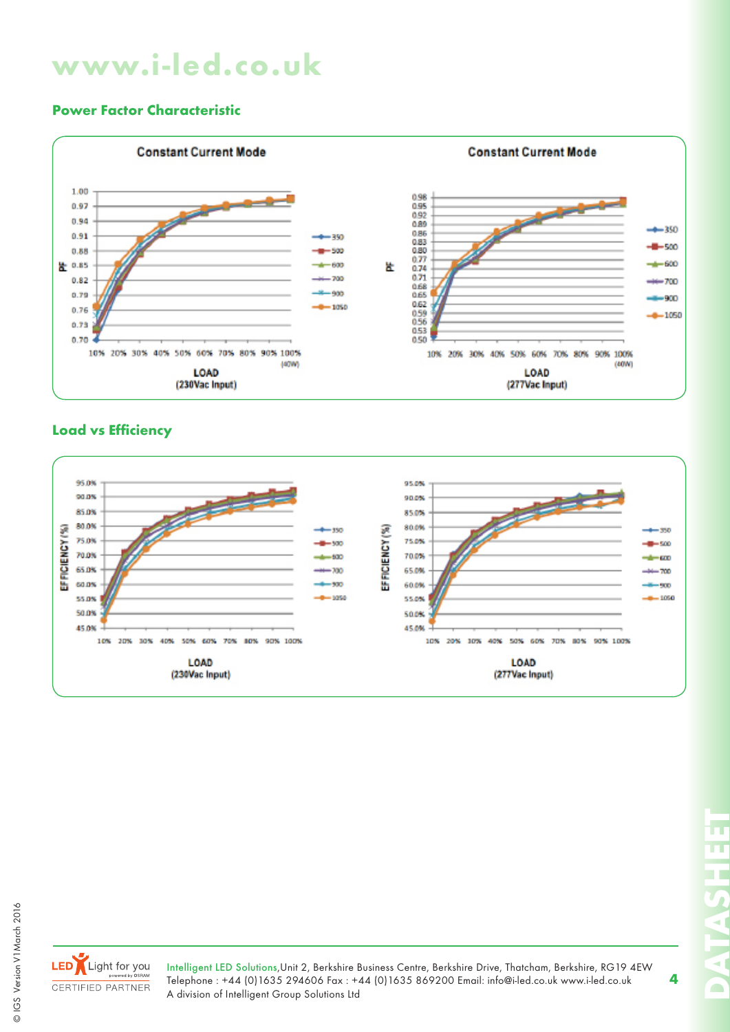# www.i-led.co.uk

## Power Factor Characteristic

**Constant Current Mode**

PF

1.00, 0.97, 0.94, 0.91, 0.88, 0.85, 0.82, 0.79, 0.76, 0.73, 0.70

10% 20% 30% 40% 50% 60% 70% 80% 90% 100% (40W)

LOAD
(230Vac Input)

350, 500, 600, 700, 900, 1050

**Constant Current Mode**

PF

0.98, 0.95, 0.92, 0.89, 0.86, 0.83, 0.80, 0.77, 0.74, 0.71, 0.68, 0.65, 0.62, 0.59, 0.56, 0.53, 0.50

10% 20% 30% 40% 50% 60% 70% 80% 90% 100% (40W)

LOAD
(277Vac Input)

350, 500, 600, 700, 900, 1050

## Load vs Efficiency

EFFICIENCY (%)

95.0%, 90.0%, 85.0%, 80.0%, 75.0%, 70.0%, 65.0%, 60.0%, 55.0%, 50.0%, 45.0%

10% 20% 30% 40% 50% 60% 70% 80% 90% 100%

LOAD
(230Vac Input)

350, 500, 600, 700, 900, 1050

EFFICIENCY (%)

95.0%, 90.0%, 85.0%, 80.0%, 75.0%, 70.0%, 65.0%, 60.0%, 55.0%, 50.0%, 45.0%

10% 20% 30% 40% 50% 60% 70% 80% 90% 100%

LOAD
(277Vac Input)

350, 500, 600, 700, 900, 1050

LED Light for you powered by OSRAM CERTIFIED PARTNER

Intelligent LED Solutions, Unit 2, Berkshire Business Centre, Berkshire Drive, Thatcham, Berkshire, RG19 4EW
Telephone : +44 (0)1635 294606 Fax : +44 (0)1635 869200 Email: info@i-led.co.uk www.i-led.co.uk
A division of Intelligent Group Solutions Ltd

© IGS Version V1 March 2016

DATASHEET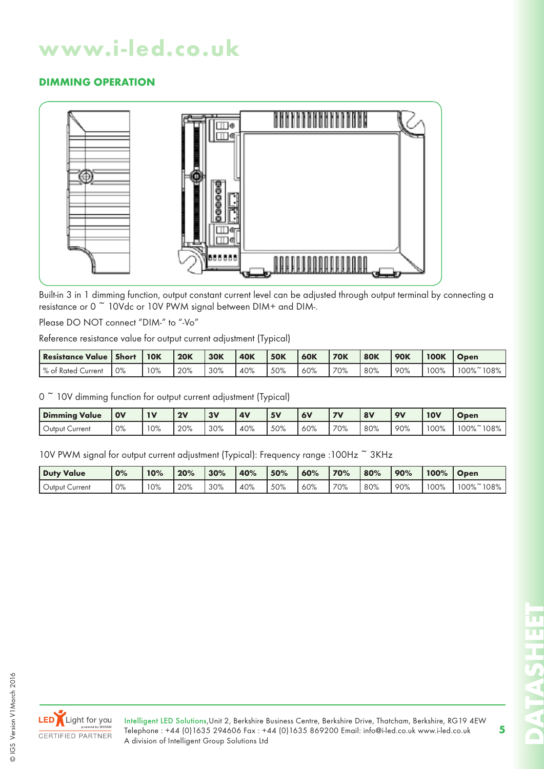## DIMMING OPERATION

Built-in 3 in 1 dimming function, output constant current level can be adjusted through output terminal by connecting a resistance or 0 ~ 10Vdc or 10V PWM signal between DIM+ and DIM-.

Please DO NOT connect "DIM-" to "-Vo"

Reference resistance value for output current adjustment (Typical)

| Resistance Value | Short | 10K | 20K | 30K | 40K | 50K | 60K | 70K | 80K | 90K | 100K | Open |
|---|---|---|---|---|---|---|---|---|---|---|---|---|
| % of Rated Current | 0% | 10% | 20% | 30% | 40% | 50% | 60% | 70% | 80% | 90% | 100% | 100%~108% |

0 ~ 10V dimming function for output current adjustment (Typical)

| Dimming Value | 0V | 1V | 2V | 3V | 4V | 5V | 6V | 7V | 8V | 9V | 10V | Open |
|---|---|---|---|---|---|---|---|---|---|---|---|---|
| Output Current | 0% | 10% | 20% | 30% | 40% | 50% | 60% | 70% | 80% | 90% | 100% | 100%~108% |

10V PWM signal for output current adjustment (Typical): Frequency range :100Hz ~ 3KHz

| Duty Value | 0% | 10% | 20% | 30% | 40% | 50% | 60% | 70% | 80% | 90% | 100% | Open |
|---|---|---|---|---|---|---|---|---|---|---|---|---|
| Output Current | 0% | 10% | 20% | 30% | 40% | 50% | 60% | 70% | 80% | 90% | 100% | 100%~108% |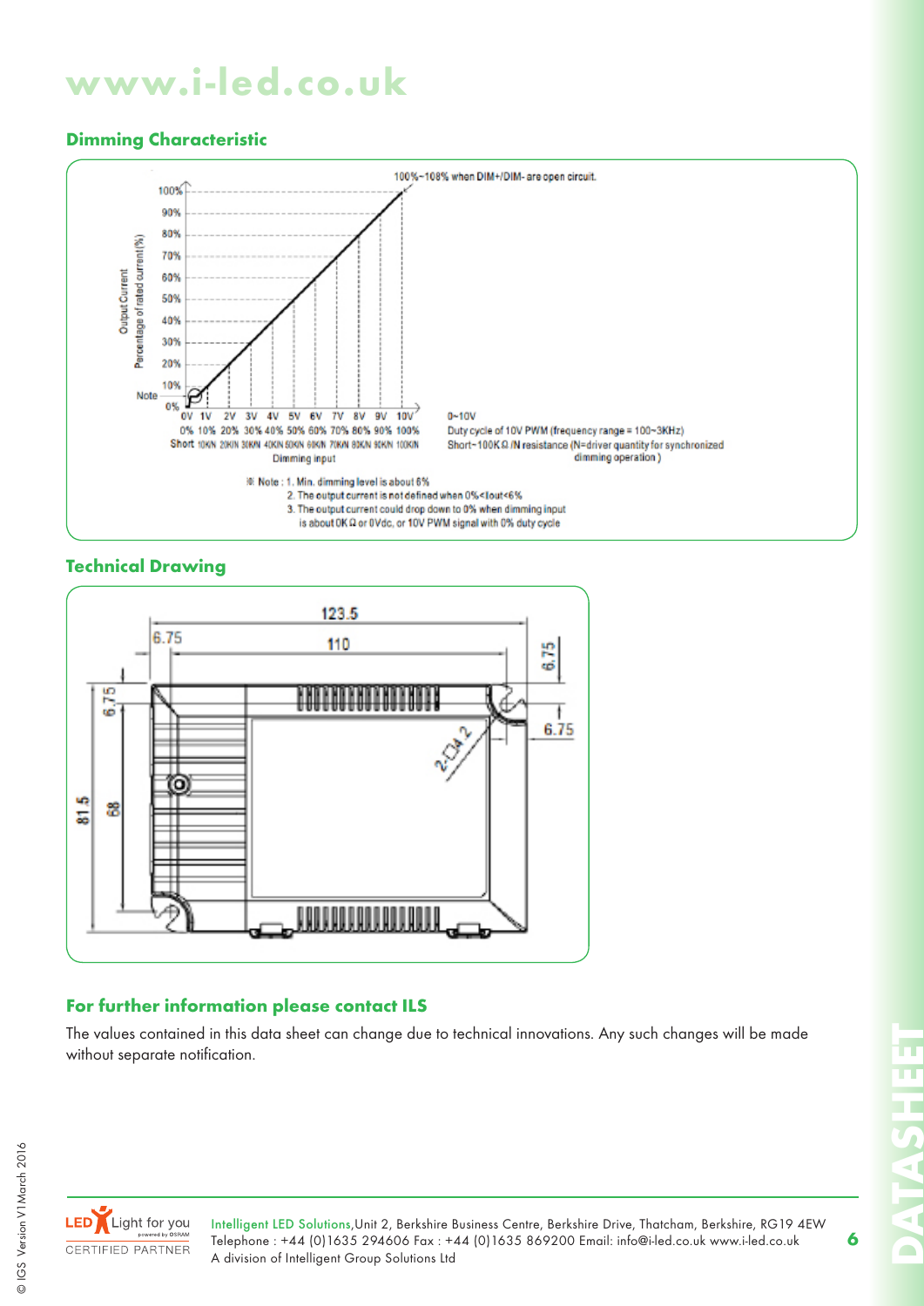## Dimming Characteristic

100%~108% when DIM+/DIM- are open circuit.

Output Current
Percentage of rated current(%)

100%
90%
80%
70%
60%
50%
40%
30%
20%
10%
Note
0%

0V 1V 2V 3V 4V 5V 6V 7V 8V 9V 10V
0% 10% 20% 30% 40% 50% 60% 70% 80% 90% 100%
Short 10K/N 20K/N 30K/N 40K/N 50K/N 60K/N 70K/N 80K/N 90K/N 100K/N

Dimming input

0~10V
Duty cycle of 10V PWM (frequency range = 100~3KHz)
Short~100KΩ /N resistance (N=driver quantity for synchronized dimming operation )

※ Note : 1. Min. dimming level is about 6%
2. The output current is not defined when 0%<Iout<6%
3. The output current could drop down to 0% when dimming input is about 0KΩ or 0Vdc, or 10V PWM signal with 0% duty cycle

## Technical Drawing

123.5
6.75
110
6.75
6.75
6.75
2-□4.2
81.5
68

## For further information please contact ILS

The values contained in this data sheet can change due to technical innovations. Any such changes will be made without separate notification.

LED Light for you powered by OSRAM CERTIFIED PARTNER

Intelligent LED Solutions,Unit 2, Berkshire Business Centre, Berkshire Drive, Thatcham, Berkshire, RG19 4EW
Telephone : +44 (0)1635 294606 Fax : +44 (0)1635 869200 Email: info@i-led.co.uk www.i-led.co.uk
A division of Intelligent Group Solutions Ltd